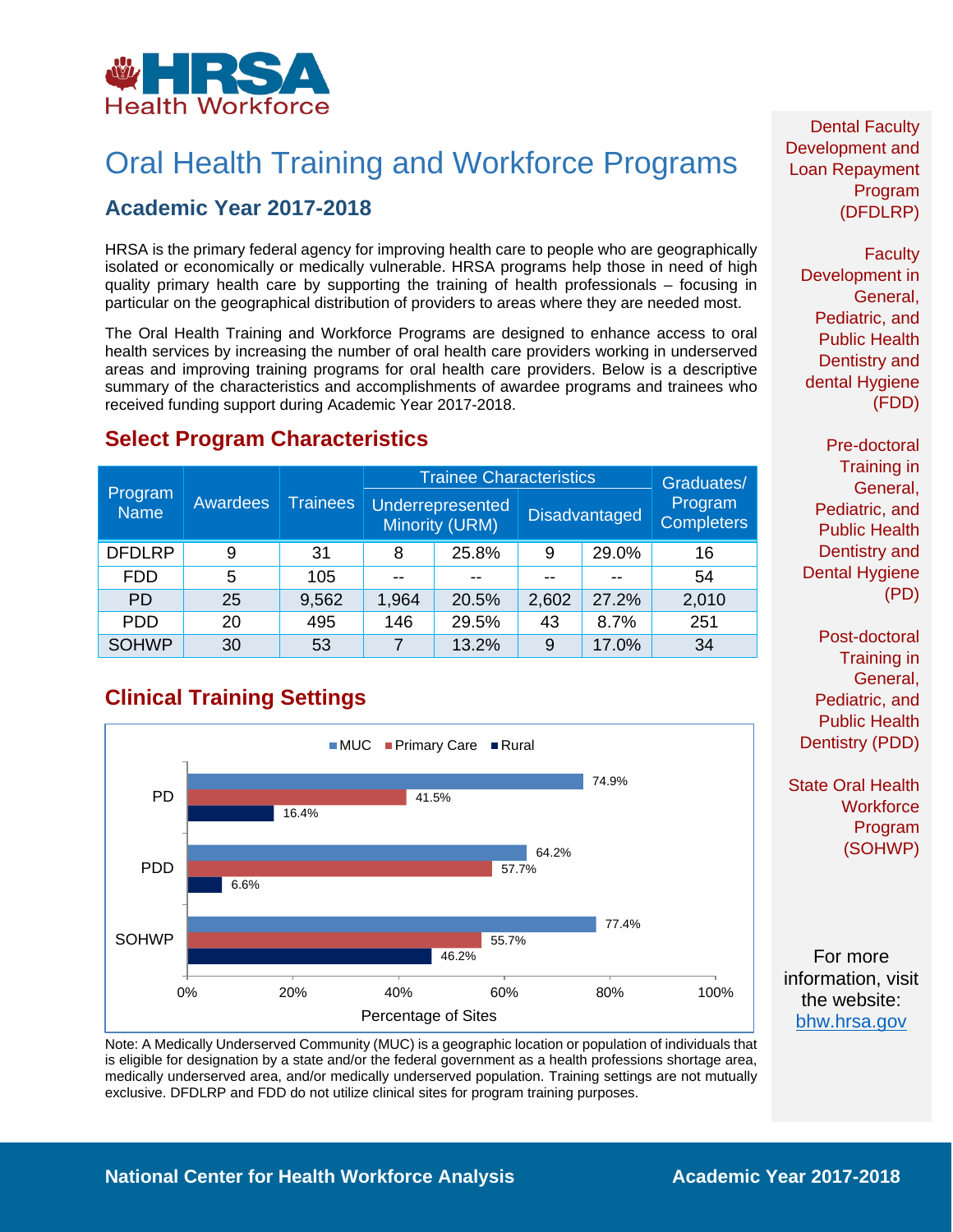HRSA Health Workforce

# Oral Health Training and Workforce Programs

## Academic Year 2017-2018

HRSA is the primary federal agency for improving health care to people who are geographically isolated or economically or medically vulnerable. HRSA programs help those in need of high quality primary health care by supporting the training of health professionals – focusing in particular on the geographical distribution of providers to areas where they are needed most.

The Oral Health Training and Workforce Programs are designed to enhance access to oral health services by increasing the number of oral health care providers working in underserved areas and improving training programs for oral health care providers. Below is a descriptive summary of the characteristics and accomplishments of awardee programs and trainees who received funding support during Academic Year 2017-2018.

## Select Program Characteristics

| Program Name | Awardees | Trainees | Trainee Characteristics | | | | Graduates/ Program Completers |
|---|---|---|---|---|---|---|---|
| | | | Underrepresented Minority (URM) | | Disadvantaged | | |
| DFDLRP | 9 | 31 | 8 | 25.8% | 9 | 29.0% | 16 |
| FDD | 5 | 105 | -- | -- | -- | -- | 54 |
| PD | 25 | 9,562 | 1,964 | 20.5% | 2,602 | 27.2% | 2,010 |
| PDD | 20 | 495 | 146 | 29.5% | 43 | 8.7% | 251 |
| SOHWP | 30 | 53 | 7 | 13.2% | 9 | 17.0% | 34 |

## Clinical Training Settings

| Program | MUC | Primary Care | Rural |
|---|---|---|---|
| PD | 74.9% | 41.5% | 16.4% |
| PDD | 64.2% | 57.7% | 6.6% |
| SOHWP | 77.4% | 55.7% | 46.2% |

Percentage of Sites

Note: A Medically Underserved Community (MUC) is a geographic location or population of individuals that is eligible for designation by a state and/or the federal government as a health professions shortage area, medically underserved area, and/or medically underserved population. Training settings are not mutually exclusive. DFDLRP and FDD do not utilize clinical sites for program training purposes.

Dental Faculty Development and Loan Repayment Program (DFDLRP)

Faculty Development in General, Pediatric, and Public Health Dentistry and dental Hygiene (FDD)

Pre-doctoral Training in General, Pediatric, and Public Health Dentistry and Dental Hygiene (PD)

Post-doctoral Training in General, Pediatric, and Public Health Dentistry (PDD)

State Oral Health Workforce Program (SOHWP)

For more information, visit the website: bhw.hrsa.gov

National Center for Health Workforce Analysis — Academic Year 2017-2018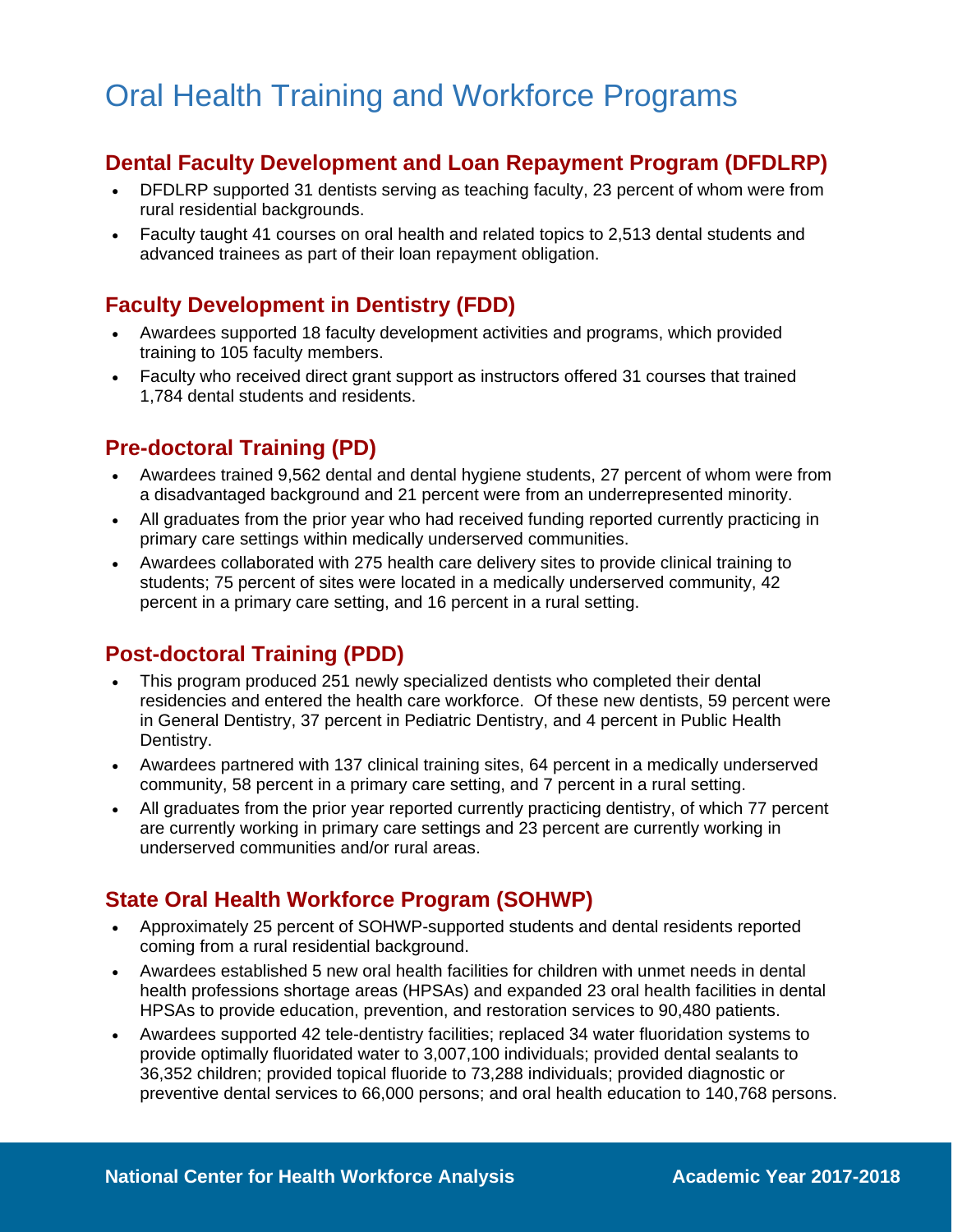# Oral Health Training and Workforce Programs

## Dental Faculty Development and Loan Repayment Program (DFDLRP)

- DFDLRP supported 31 dentists serving as teaching faculty, 23 percent of whom were from rural residential backgrounds.
- Faculty taught 41 courses on oral health and related topics to 2,513 dental students and advanced trainees as part of their loan repayment obligation.

## Faculty Development in Dentistry (FDD)

- Awardees supported 18 faculty development activities and programs, which provided training to 105 faculty members.
- Faculty who received direct grant support as instructors offered 31 courses that trained 1,784 dental students and residents.

## Pre-doctoral Training (PD)

- Awardees trained 9,562 dental and dental hygiene students, 27 percent of whom were from a disadvantaged background and 21 percent were from an underrepresented minority.
- All graduates from the prior year who had received funding reported currently practicing in primary care settings within medically underserved communities.
- Awardees collaborated with 275 health care delivery sites to provide clinical training to students; 75 percent of sites were located in a medically underserved community, 42 percent in a primary care setting, and 16 percent in a rural setting.

## Post-doctoral Training (PDD)

- This program produced 251 newly specialized dentists who completed their dental residencies and entered the health care workforce. Of these new dentists, 59 percent were in General Dentistry, 37 percent in Pediatric Dentistry, and 4 percent in Public Health Dentistry.
- Awardees partnered with 137 clinical training sites, 64 percent in a medically underserved community, 58 percent in a primary care setting, and 7 percent in a rural setting.
- All graduates from the prior year reported currently practicing dentistry, of which 77 percent are currently working in primary care settings and 23 percent are currently working in underserved communities and/or rural areas.

## State Oral Health Workforce Program (SOHWP)

- Approximately 25 percent of SOHWP-supported students and dental residents reported coming from a rural residential background.
- Awardees established 5 new oral health facilities for children with unmet needs in dental health professions shortage areas (HPSAs) and expanded 23 oral health facilities in dental HPSAs to provide education, prevention, and restoration services to 90,480 patients.
- Awardees supported 42 tele-dentistry facilities; replaced 34 water fluoridation systems to provide optimally fluoridated water to 3,007,100 individuals; provided dental sealants to 36,352 children; provided topical fluoride to 73,288 individuals; provided diagnostic or preventive dental services to 66,000 persons; and oral health education to 140,768 persons.